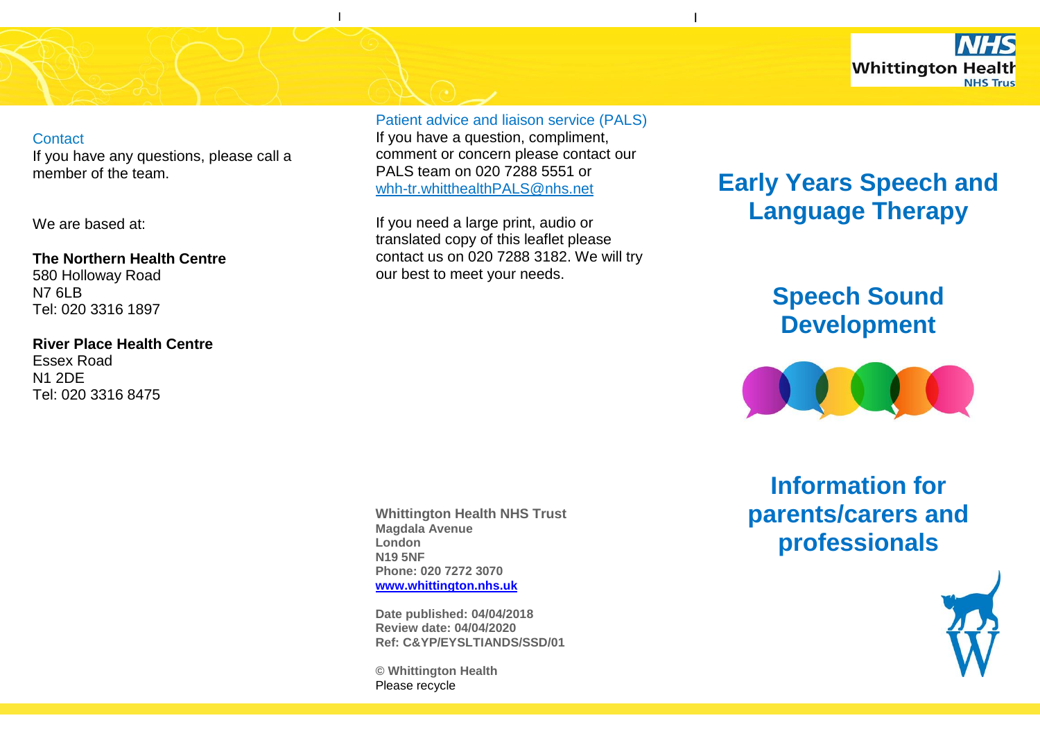## Contact

If you have any questions, please call a member of the team.

We are based at:

**The Northern Health Centre**
580 Holloway Road
N7 6LB
Tel: 020 3316 1897

**River Place Health Centre**
Essex Road
N1 2DE
Tel: 020 3316 8475

## Patient advice and liaison service (PALS)

If you have a question, compliment, comment or concern please contact our PALS team on 020 7288 5551 or whh-tr.whitthealthPALS@nhs.net

If you need a large print, audio or translated copy of this leaflet please contact us on 020 7288 3182. We will try our best to meet your needs.

**Whittington Health NHS Trust**
**Magdala Avenue**
**London**
**N19 5NF**
**Phone: 020 7272 3070**
**www.whittington.nhs.uk**

**Date published: 04/04/2018**
**Review date: 04/04/2020**
**Ref: C&YP/EYSLTIANDS/SSD/01**

**© Whittington Health**
Please recycle

NHS Whittington Health NHS Trust

# Early Years Speech and Language Therapy

# Speech Sound Development

# Information for parents/carers and professionals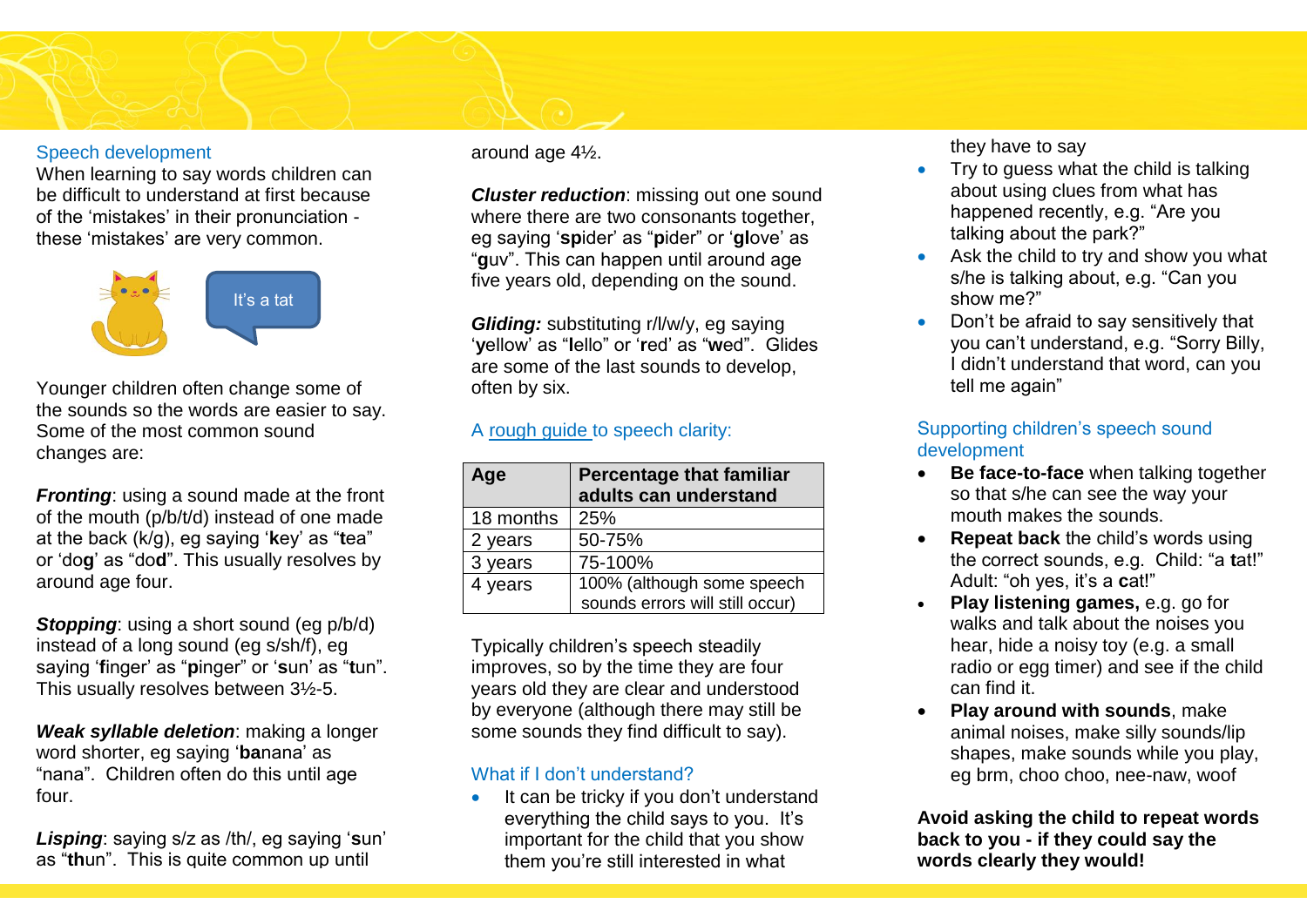## Speech development

When learning to say words children can be difficult to understand at first because of the 'mistakes' in their pronunciation - these 'mistakes' are very common.

It's a tat

Younger children often change some of the sounds so the words are easier to say. Some of the most common sound changes are:

***Fronting***: using a sound made at the front of the mouth (p/b/t/d) instead of one made at the back (k/g), eg saying '**k**ey' as "**t**ea" or 'do**g**' as "do**d**". This usually resolves by around age four.

***Stopping***: using a short sound (eg p/b/d) instead of a long sound (eg s/sh/f), eg saying '**f**inger' as "**p**inger" or '**s**un' as "**t**un". This usually resolves between 3½-5.

***Weak syllable deletion***: making a longer word shorter, eg saying '**ba**nana' as "nana". Children often do this until age four.

***Lisping***: saying s/z as /th/, eg saying '**s**un' as "**th**un". This is quite common up until around age 4½.

***Cluster reduction***: missing out one sound where there are two consonants together, eg saying '**sp**ider' as "**p**ider" or '**gl**ove' as "**g**uv". This can happen until around age five years old, depending on the sound.

***Gliding:*** substituting r/l/w/y, eg saying '**y**ellow' as "**l**ello" or '**r**ed' as "**w**ed". Glides are some of the last sounds to develop, often by six.

## A rough guide to speech clarity:

| Age | Percentage that familiar adults can understand |
| --- | --- |
| 18 months | 25% |
| 2 years | 50-75% |
| 3 years | 75-100% |
| 4 years | 100% (although some speech sounds errors will still occur) |

Typically children's speech steadily improves, so by the time they are four years old they are clear and understood by everyone (although there may still be some sounds they find difficult to say).

## What if I don't understand?

- It can be tricky if you don't understand everything the child says to you. It's important for the child that you show them you're still interested in what they have to say
- Try to guess what the child is talking about using clues from what has happened recently, e.g. "Are you talking about the park?"
- Ask the child to try and show you what s/he is talking about, e.g. "Can you show me?"
- Don't be afraid to say sensitively that you can't understand, e.g. "Sorry Billy, I didn't understand that word, can you tell me again"

## Supporting children's speech sound development

- **Be face-to-face** when talking together so that s/he can see the way your mouth makes the sounds.
- **Repeat back** the child's words using the correct sounds, e.g. Child: "a **t**at!" Adult: "oh yes, it's a **c**at!"
- **Play listening games,** e.g. go for walks and talk about the noises you hear, hide a noisy toy (e.g. a small radio or egg timer) and see if the child can find it.
- **Play around with sounds**, make animal noises, make silly sounds/lip shapes, make sounds while you play, eg brm, choo choo, nee-naw, woof

**Avoid asking the child to repeat words back to you - if they could say the words clearly they would!**